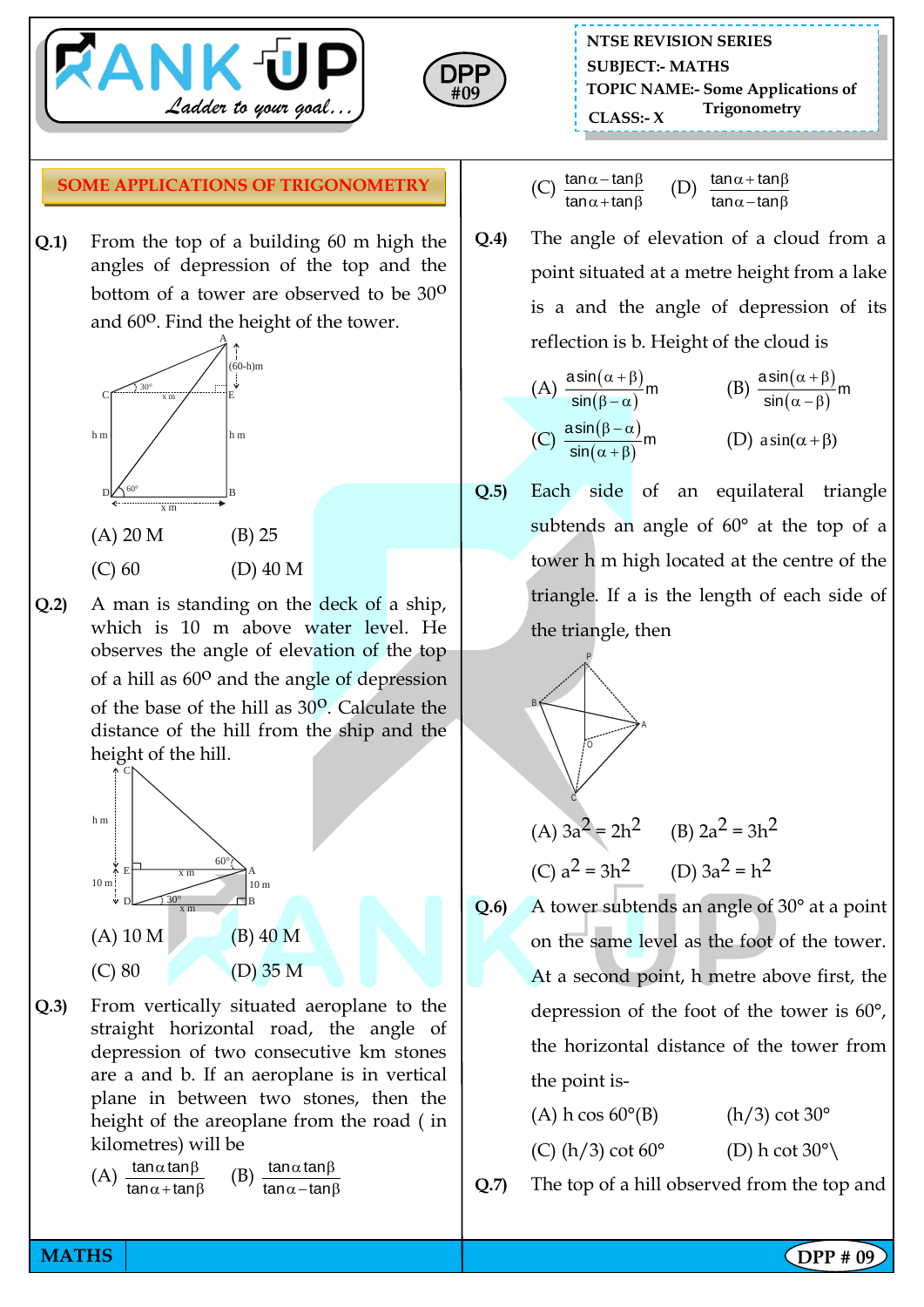NTSE REVISION SERIES
SUBJECT:- MATHS
TOPIC NAME:- Some Applications of Trigonometry
CLASS:- X

DPP #09

## SOME APPLICATIONS OF TRIGONOMETRY

**Q.1)** From the top of a building 60 m high the angles of depression of the top and the bottom of a tower are observed to be $30^{o}$ and $60^{o}$. Find the height of the tower.

(A) 20 M (B) 25
(C) 60 (D) 40 M

**Q.2)** A man is standing on the deck of a ship, which is 10 m above water level. He observes the angle of elevation of the top of a hill as $60^{o}$ and the angle of depression of the base of the hill as $30^{o}$. Calculate the distance of the hill from the ship and the height of the hill.

(A) 10 M (B) 40 M
(C) 80 (D) 35 M

**Q.3)** From vertically situated aeroplane to the straight horizontal road, the angle of depression of two consecutive km stones are a and b. If an aeroplane is in vertical plane in between two stones, then the height of the areoplane from the road ( in kilometres) will be

(A) $\frac{\tan\alpha\tan\beta}{\tan\alpha+\tan\beta}$ (B) $\frac{\tan\alpha\tan\beta}{\tan\alpha-\tan\beta}$

(C) $\frac{\tan\alpha-\tan\beta}{\tan\alpha+\tan\beta}$ (D) $\frac{\tan\alpha+\tan\beta}{\tan\alpha-\tan\beta}$

**Q.4)** The angle of elevation of a cloud from a point situated at a metre height from a lake is a and the angle of depression of its reflection is b. Height of the cloud is

(A) $\frac{a\sin(\alpha+\beta)}{\sin(\beta-\alpha)}$m (B) $\frac{a\sin(\alpha+\beta)}{\sin(\alpha-\beta)}$m

(C) $\frac{a\sin(\beta-\alpha)}{\sin(\alpha+\beta)}$m (D) $a\sin(\alpha+\beta)$

**Q.5)** Each side of an equilateral triangle subtends an angle of 60° at the top of a tower h m high located at the centre of the triangle. If a is the length of each side of the triangle, then

(A) $3a^2 = 2h^2$ (B) $2a^2 = 3h^2$
(C) $a^2 = 3h^2$ (D) $3a^2 = h^2$

**Q.6)** A tower subtends an angle of 30° at a point on the same level as the foot of the tower. At a second point, h metre above first, the depression of the foot of the tower is 60°, the horizontal distance of the tower from the point is-

(A) h cos 60° (B) (h/3) cot 30°
(C) (h/3) cot 60° (D) h cot 30°\

**Q.7)** The top of a hill observed from the top and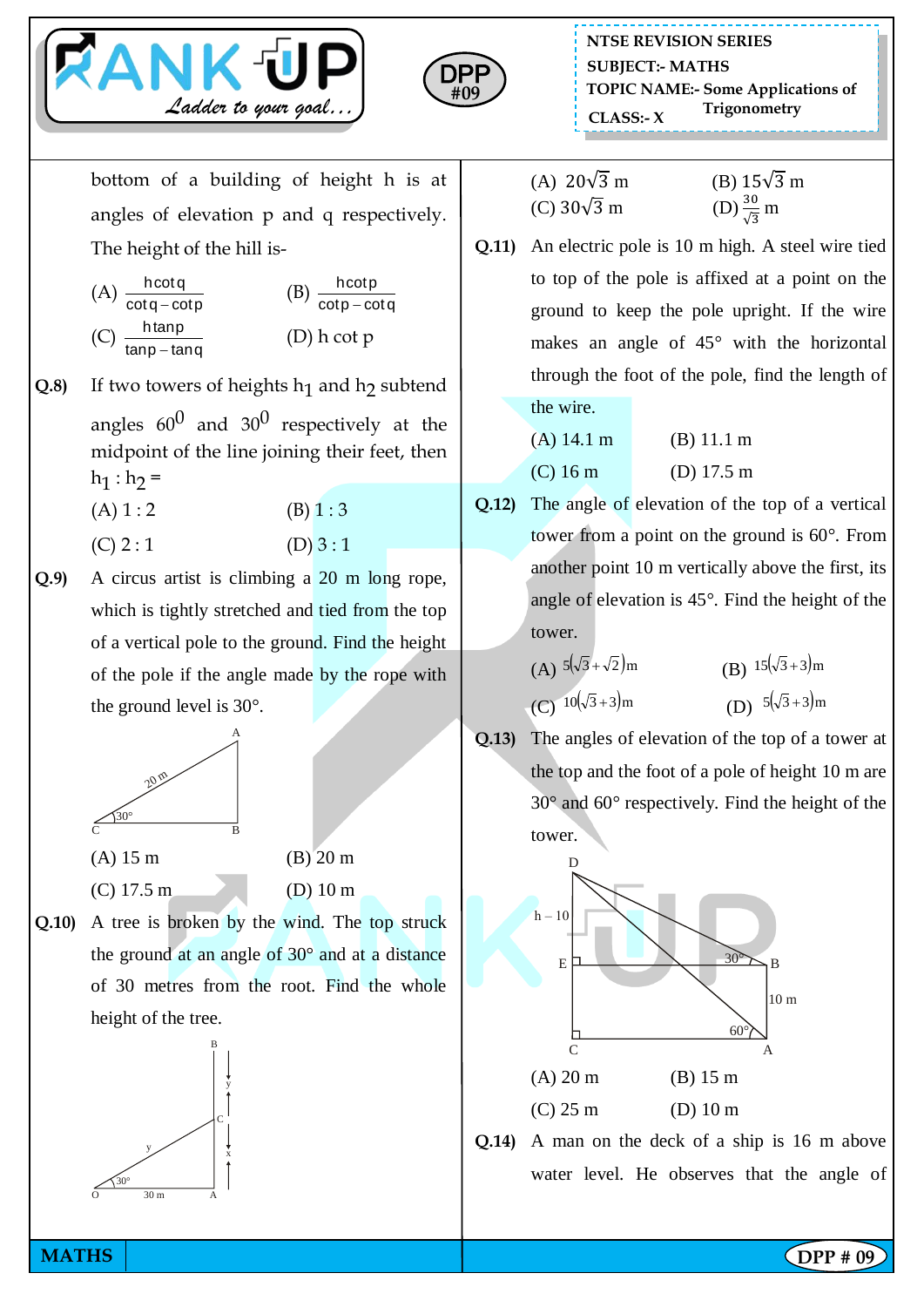bottom of a building of height h is at angles of elevation p and q respectively. The height of the hill is-

(A) $\frac{h\cot q}{\cot q - \cot p}$ (B) $\frac{h\cot p}{\cot p - \cot q}$

(C) $\frac{h\tan p}{\tan p - \tan q}$ (D) h cot p

**Q.8)** If two towers of heights $h_1$ and $h_2$ subtend angles $60^0$ and $30^0$ respectively at the midpoint of the line joining their feet, then $h_1 : h_2 =$

(A) 1 : 2 (B) 1 : 3

(C) 2 : 1 (D) 3 : 1

**Q.9)** A circus artist is climbing a 20 m long rope, which is tightly stretched and tied from the top of a vertical pole to the ground. Find the height of the pole if the angle made by the rope with the ground level is 30°.

(A) 15 m (B) 20 m

(C) 17.5 m (D) 10 m

**Q.10)** A tree is broken by the wind. The top struck the ground at an angle of 30° and at a distance of 30 metres from the root. Find the whole height of the tree.

(A) $20\sqrt{3}$ m (B) $15\sqrt{3}$ m

(C) $30\sqrt{3}$ m (D) $\frac{30}{\sqrt{3}}$ m

**Q.11)** An electric pole is 10 m high. A steel wire tied to top of the pole is affixed at a point on the ground to keep the pole upright. If the wire makes an angle of 45° with the horizontal through the foot of the pole, find the length of the wire.

(A) 14.1 m (B) 11.1 m

(C) 16 m (D) 17.5 m

**Q.12)** The angle of elevation of the top of a vertical tower from a point on the ground is 60°. From another point 10 m vertically above the first, its angle of elevation is 45°. Find the height of the tower.

(A) $5(\sqrt{3}+\sqrt{2})$m (B) $15(\sqrt{3}+3)$m

(C) $10(\sqrt{3}+3)$m (D) $5(\sqrt{3}+3)$m

**Q.13)** The angles of elevation of the top of a tower at the top and the foot of a pole of height 10 m are 30° and 60° respectively. Find the height of the tower.

(A) 20 m (B) 15 m

(C) 25 m (D) 10 m

**Q.14)** A man on the deck of a ship is 16 m above water level. He observes that the angle of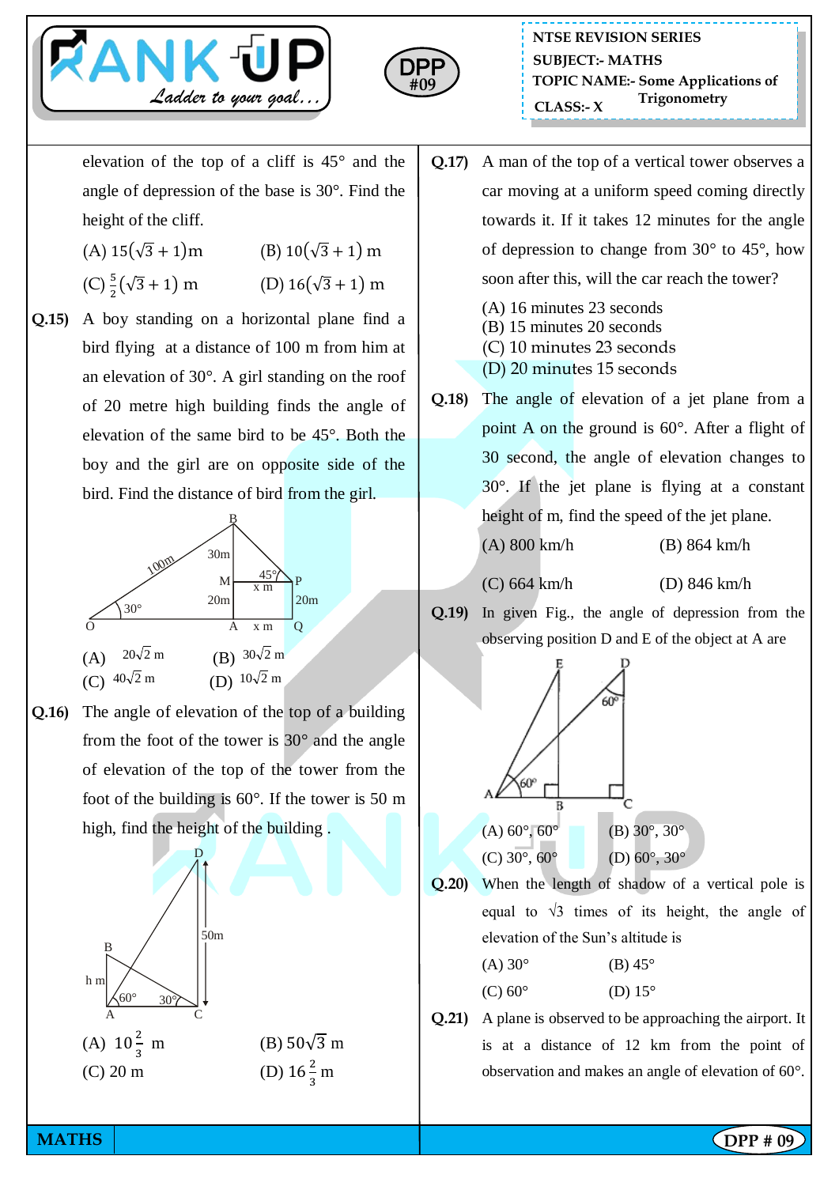elevation of the top of a cliff is 45° and the angle of depression of the base is 30°. Find the height of the cliff.

(A) $15(\sqrt{3}+1)$m (B) $10(\sqrt{3}+1)$ m

(C) $\frac{5}{2}(\sqrt{3}+1)$ m (D) $16(\sqrt{3}+1)$ m

**Q.15)** A boy standing on a horizontal plane find a bird flying at a distance of 100 m from him at an elevation of 30°. A girl standing on the roof of 20 metre high building finds the angle of elevation of the same bird to be 45°. Both the boy and the girl are on opposite side of the bird. Find the distance of bird from the girl.

(A) $20\sqrt{2}$ m (B) $30\sqrt{2}$ m

(C) $40\sqrt{2}$ m (D) $10\sqrt{2}$ m

**Q.16)** The angle of elevation of the top of a building from the foot of the tower is 30° and the angle of elevation of the top of the tower from the foot of the building is 60°. If the tower is 50 m high, find the height of the building .

(A) $10\frac{2}{3}$ m (B) $50\sqrt{3}$ m

(C) 20 m (D) $16\frac{2}{3}$ m

**Q.17)** A man of the top of a vertical tower observes a car moving at a uniform speed coming directly towards it. If it takes 12 minutes for the angle of depression to change from 30° to 45°, how soon after this, will the car reach the tower?

(A) 16 minutes 23 seconds

(B) 15 minutes 20 seconds

(C) 10 minutes 23 seconds

(D) 20 minutes 15 seconds

**Q.18)** The angle of elevation of a jet plane from a point A on the ground is 60°. After a flight of 30 second, the angle of elevation changes to 30°. If the jet plane is flying at a constant height of m, find the speed of the jet plane.

(A) 800 km/h (B) 864 km/h

(C) 664 km/h (D) 846 km/h

**Q.19)** In given Fig., the angle of depression from the observing position D and E of the object at A are

(A) 60°, 60° (B) 30°, 30°

(C) 30°, 60° (D) 60°, 30°

**Q.20)** When the length of shadow of a vertical pole is equal to √3 times of its height, the angle of elevation of the Sun's altitude is

(A) 30° (B) 45°

(C) 60° (D) 15°

**Q.21)** A plane is observed to be approaching the airport. It is at a distance of 12 km from the point of observation and makes an angle of elevation of 60°.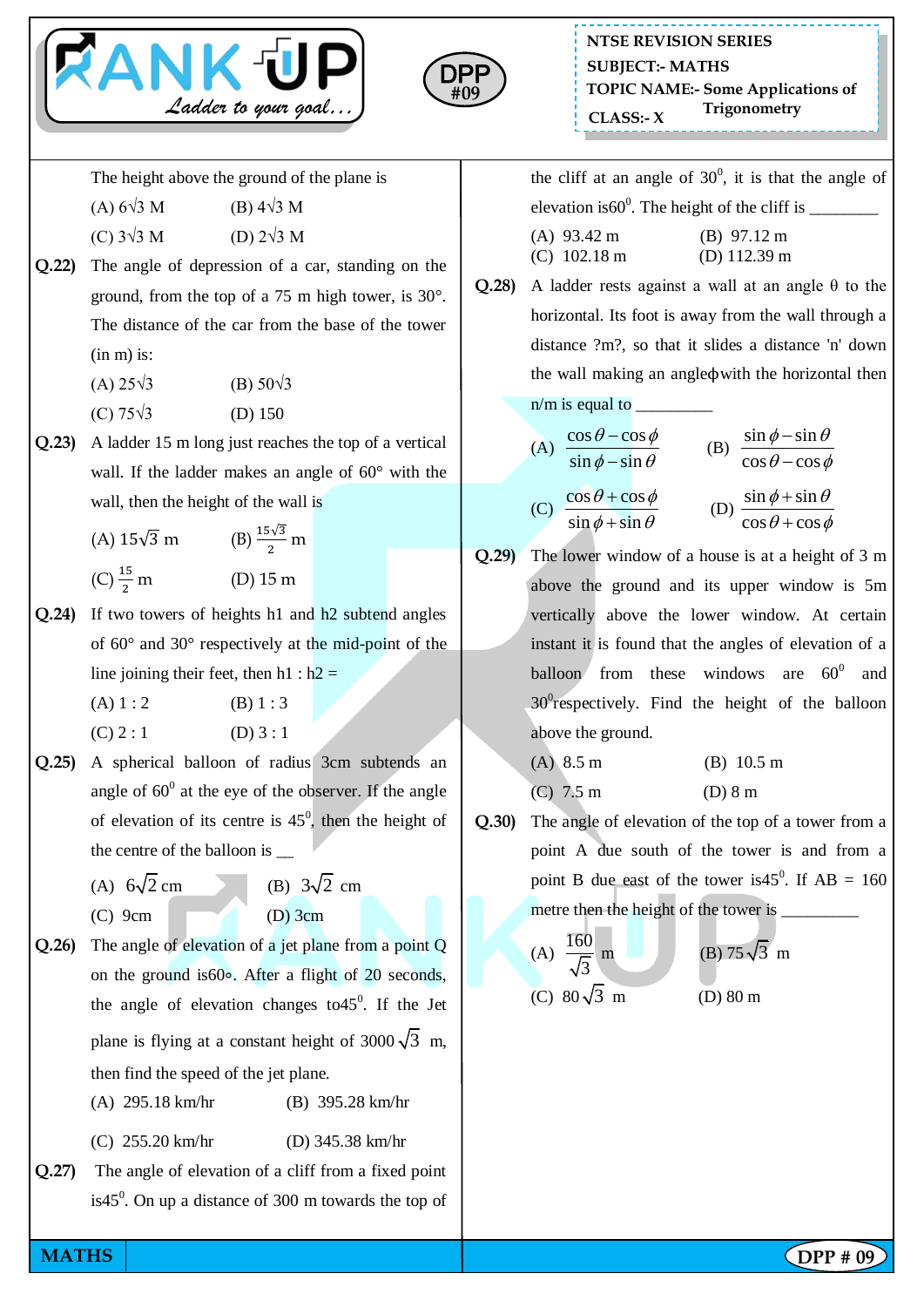The height above the ground of the plane is

(A) $6\sqrt{3}$ M (B) $4\sqrt{3}$ M

(C) $3\sqrt{3}$ M (D) $2\sqrt{3}$ M

**Q.22)** The angle of depression of a car, standing on the ground, from the top of a 75 m high tower, is 30°. The distance of the car from the base of the tower (in m) is:

(A) $25\sqrt{3}$ (B) $50\sqrt{3}$

(C) $75\sqrt{3}$ (D) 150

**Q.23)** A ladder 15 m long just reaches the top of a vertical wall. If the ladder makes an angle of 60° with the wall, then the height of the wall is

(A) $15\sqrt{3}$ m (B) $\frac{15\sqrt{3}}{2}$ m

(C) $\frac{15}{2}$ m (D) 15 m

**Q.24)** If two towers of heights h1 and h2 subtend angles of 60° and 30° respectively at the mid-point of the line joining their feet, then h1 : h2 =

(A) 1 : 2 (B) 1 : 3

(C) 2 : 1 (D) 3 : 1

**Q.25)** A spherical balloon of radius 3cm subtends an angle of $60^0$ at the eye of the observer. If the angle of elevation of its centre is $45^0$, then the height of the centre of the balloon is __

(A) $6\sqrt{2}$ cm (B) $3\sqrt{2}$ cm

(C) 9cm (D) 3cm

**Q.26)** The angle of elevation of a jet plane from a point Q on the ground is60∘. After a flight of 20 seconds, the angle of elevation changes to$45^0$. If the Jet plane is flying at a constant height of $3000\sqrt{3}$ m, then find the speed of the jet plane.

(A) 295.18 km/hr (B) 395.28 km/hr

(C) 255.20 km/hr (D) 345.38 km/hr

**Q.27)** The angle of elevation of a cliff from a fixed point is$45^0$. On up a distance of 300 m towards the top of the cliff at an angle of $30^0$, it is that the angle of elevation is$60^0$. The height of the cliff is ________

(A) 93.42 m (B) 97.12 m

(C) 102.18 m (D) 112.39 m

**Q.28)** A ladder rests against a wall at an angle θ to the horizontal. Its foot is away from the wall through a distance ?m?, so that it slides a distance 'n' down the wall making an angleϕwith the horizontal then n/m is equal to _________

(A) $\frac{\cos\theta - \cos\phi}{\sin\phi - \sin\theta}$ (B) $\frac{\sin\phi - \sin\theta}{\cos\theta - \cos\phi}$

(C) $\frac{\cos\theta + \cos\phi}{\sin\phi + \sin\theta}$ (D) $\frac{\sin\phi + \sin\theta}{\cos\theta + \cos\phi}$

**Q.29)** The lower window of a house is at a height of 3 m above the ground and its upper window is 5m vertically above the lower window. At certain instant it is found that the angles of elevation of a balloon from these windows are $60^0$ and $30^0$respectively. Find the height of the balloon above the ground.

(A) 8.5 m (B) 10.5 m

(C) 7.5 m (D) 8 m

**Q.30)** The angle of elevation of the top of a tower from a point A due south of the tower is and from a point B due east of the tower is$45^0$. If AB = 160 metre then the height of the tower is _________

(A) $\frac{160}{\sqrt{3}}$ m (B) $75\sqrt{3}$ m

(C) $80\sqrt{3}$ m (D) 80 m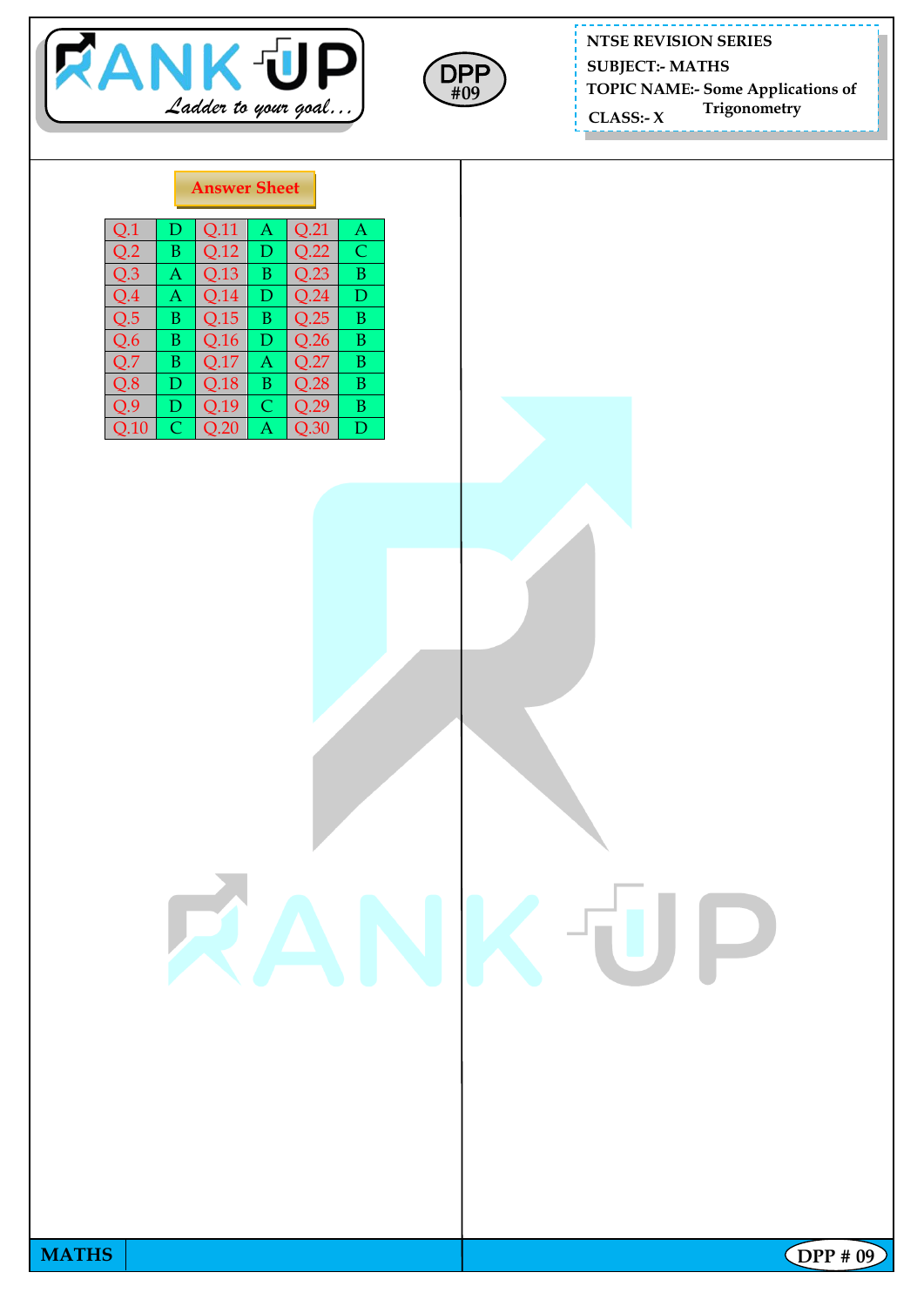NTSE REVISION SERIES

SUBJECT:- MATHS

TOPIC NAME:- Some Applications of Trigonometry

CLASS:- X

DPP #09

## Answer Sheet

| | | | | | |
|---|---|---|---|---|---|
| Q.1 | D | Q.11 | A | Q.21 | A |
| Q.2 | B | Q.12 | D | Q.22 | C |
| Q.3 | A | Q.13 | B | Q.23 | B |
| Q.4 | A | Q.14 | D | Q.24 | D |
| Q.5 | B | Q.15 | B | Q.25 | B |
| Q.6 | B | Q.16 | D | Q.26 | B |
| Q.7 | B | Q.17 | A | Q.27 | B |
| Q.8 | D | Q.18 | B | Q.28 | B |
| Q.9 | D | Q.19 | C | Q.29 | B |
| Q.10 | C | Q.20 | A | Q.30 | D |